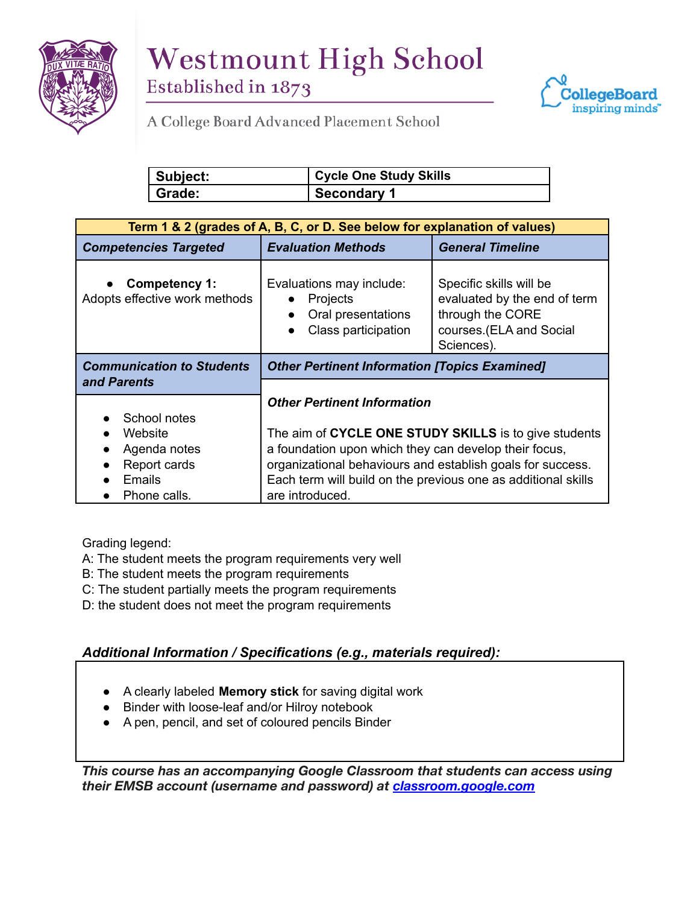# Westmount High School

Established in 1873

A College Board Advanced Placement School

| Subject: | Cycle One Study Skills |
|---|---|
| Grade: | Secondary 1 |

| Term 1 & 2 (grades of A, B, C, or D. See below for explanation of values) | | |
|---|---|---|
| ***Competencies Targeted*** | ***Evaluation Methods*** | ***General Timeline*** |
| • **Competency 1:** Adopts effective work methods | Evaluations may include: • Projects • Oral presentations • Class participation | Specific skills will be evaluated by the end of term through the CORE courses.(ELA and Social Sciences). |
| ***Communication to Students and Parents*** | ***Other Pertinent Information [Topics Examined]*** | |
| • School notes • Website • Agenda notes • Report cards • Emails • Phone calls. | ***Other Pertinent Information*** The aim of **CYCLE ONE STUDY SKILLS** is to give students a foundation upon which they can develop their focus, organizational behaviours and establish goals for success. Each term will build on the previous one as additional skills are introduced. | |

Grading legend:
A: The student meets the program requirements very well
B: The student meets the program requirements
C: The student partially meets the program requirements
D: the student does not meet the program requirements

***Additional Information / Specifications (e.g., materials required):***

- A clearly labeled **Memory stick** for saving digital work
- Binder with loose-leaf and/or Hilroy notebook
- A pen, pencil, and set of coloured pencils Binder

***This course has an accompanying Google Classroom that students can access using their EMSB account (username and password) at [classroom.google.com](classroom.google.com)***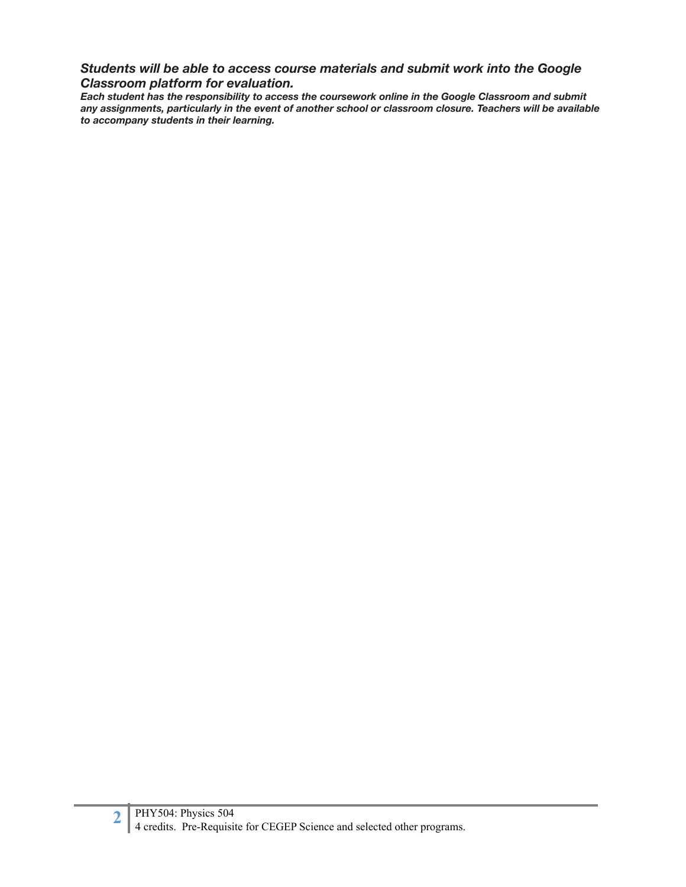***Students will be able to access course materials and submit work into the Google Classroom platform for evaluation.***

***Each student has the responsibility to access the coursework online in the Google Classroom and submit any assignments, particularly in the event of another school or classroom closure. Teachers will be available to accompany students in their learning.***